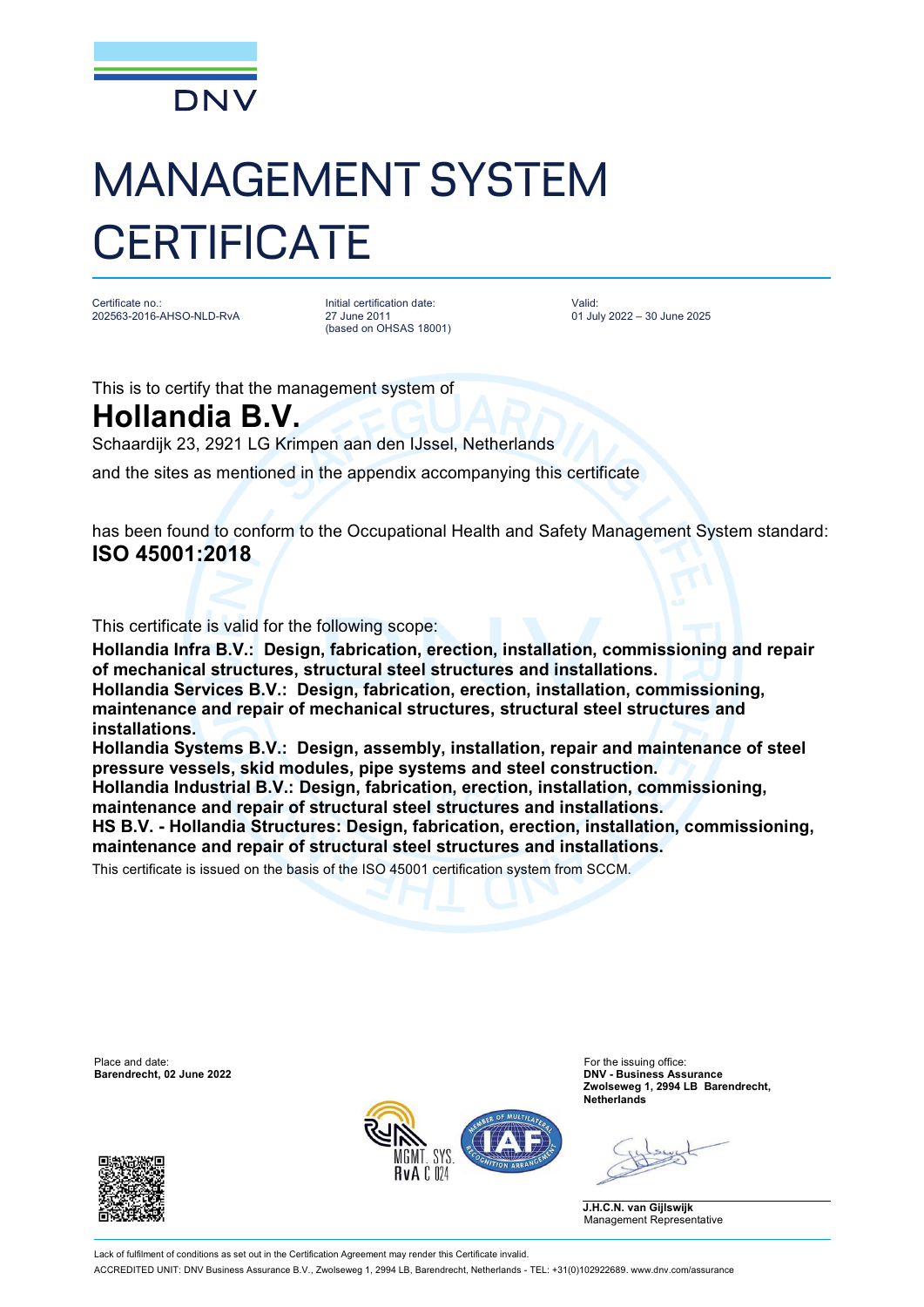DNV

# MANAGEMENT SYSTEM CERTIFICATE

Certificate no.:
202563-2016-AHSO-NLD-RvA

Initial certification date:
27 June 2011
(based on OHSAS 18001)

Valid:
01 July 2022 – 30 June 2025

This is to certify that the management system of

## Hollandia B.V.

Schaardijk 23, 2921 LG Krimpen aan den IJssel, Netherlands

and the sites as mentioned in the appendix accompanying this certificate

has been found to conform to the Occupational Health and Safety Management System standard:

**ISO 45001:2018**

This certificate is valid for the following scope:

**Hollandia Infra B.V.: Design, fabrication, erection, installation, commissioning and repair of mechanical structures, structural steel structures and installations.**
**Hollandia Services B.V.: Design, fabrication, erection, installation, commissioning, maintenance and repair of mechanical structures, structural steel structures and installations.**
**Hollandia Systems B.V.: Design, assembly, installation, repair and maintenance of steel pressure vessels, skid modules, pipe systems and steel construction.**
**Hollandia Industrial B.V.: Design, fabrication, erection, installation, commissioning, maintenance and repair of structural steel structures and installations.**
**HS B.V. - Hollandia Structures: Design, fabrication, erection, installation, commissioning, maintenance and repair of structural steel structures and installations.**

This certificate is issued on the basis of the ISO 45001 certification system from SCCM.

Place and date:
**Barendrecht, 02 June 2022**

For the issuing office:
**DNV - Business Assurance**
**Zwolseweg 1, 2994 LB Barendrecht, Netherlands**

MGMT. SYS.
RvA C 024

**J.H.C.N. van Gijlswijk**
Management Representative

Lack of fulfilment of conditions as set out in the Certification Agreement may render this Certificate invalid.

ACCREDITED UNIT: DNV Business Assurance B.V., Zwolseweg 1, 2994 LB, Barendrecht, Netherlands - TEL: +31(0)102922689. www.dnv.com/assurance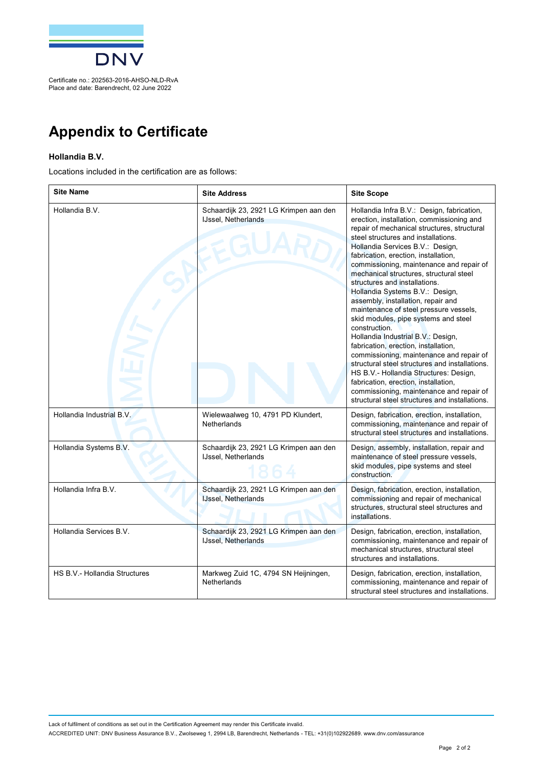Certificate no.: 202563-2016-AHSO-NLD-RvA
Place and date: Barendrecht, 02 June 2022

# Appendix to Certificate

**Hollandia B.V.**

Locations included in the certification are as follows:

| Site Name | Site Address | Site Scope |
|---|---|---|
| Hollandia B.V. | Schaardijk 23, 2921 LG Krimpen aan den IJssel, Netherlands | Hollandia Infra B.V.: Design, fabrication, erection, installation, commissioning and repair of mechanical structures, structural steel structures and installations. Hollandia Services B.V.: Design, fabrication, erection, installation, commissioning, maintenance and repair of mechanical structures, structural steel structures and installations. Hollandia Systems B.V.: Design, assembly, installation, repair and maintenance of steel pressure vessels, skid modules, pipe systems and steel construction. Hollandia Industrial B.V.: Design, fabrication, erection, installation, commissioning, maintenance and repair of structural steel structures and installations. HS B.V.- Hollandia Structures: Design, fabrication, erection, installation, commissioning, maintenance and repair of structural steel structures and installations. |
| Hollandia Industrial B.V. | Wielewaalweg 10, 4791 PD Klundert, Netherlands | Design, fabrication, erection, installation, commissioning, maintenance and repair of structural steel structures and installations. |
| Hollandia Systems B.V. | Schaardijk 23, 2921 LG Krimpen aan den IJssel, Netherlands | Design, assembly, installation, repair and maintenance of steel pressure vessels, skid modules, pipe systems and steel construction. |
| Hollandia Infra B.V. | Schaardijk 23, 2921 LG Krimpen aan den IJssel, Netherlands | Design, fabrication, erection, installation, commissioning and repair of mechanical structures, structural steel structures and installations. |
| Hollandia Services B.V. | Schaardijk 23, 2921 LG Krimpen aan den IJssel, Netherlands | Design, fabrication, erection, installation, commissioning, maintenance and repair of mechanical structures, structural steel structures and installations. |
| HS B.V.- Hollandia Structures | Markweg Zuid 1C, 4794 SN Heijningen, Netherlands | Design, fabrication, erection, installation, commissioning, maintenance and repair of structural steel structures and installations. |

Lack of fulfilment of conditions as set out in the Certification Agreement may render this Certificate invalid.

ACCREDITED UNIT: DNV Business Assurance B.V., Zwolseweg 1, 2994 LB, Barendrecht, Netherlands - TEL: +31(0)102922689. www.dnv.com/assurance